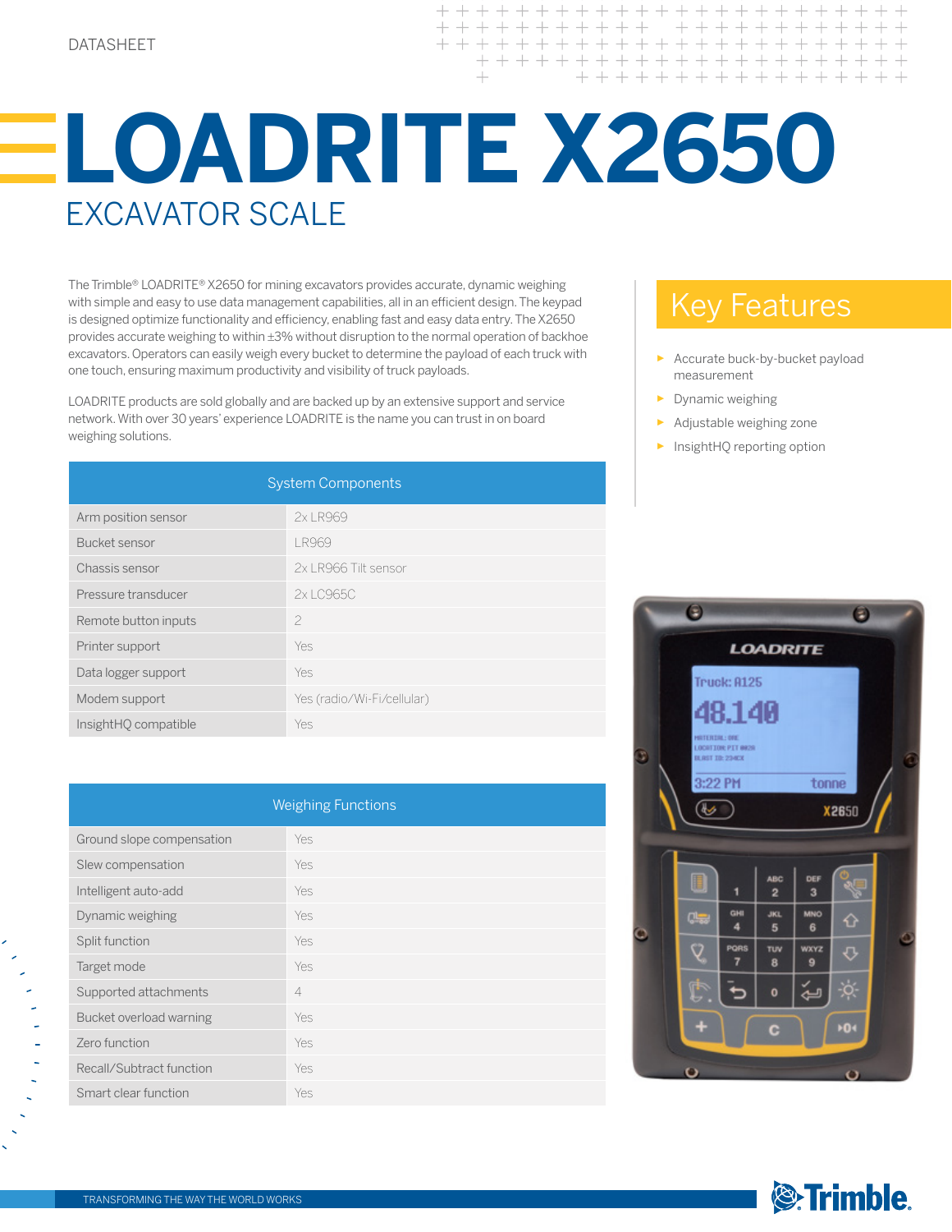DATASHEET

# LOADRITE X2650

## EXCAVATOR SCALE

The Trimble® LOADRITE® X2650 for mining excavators provides accurate, dynamic weighing with simple and easy to use data management capabilities, all in an efficient design. The keypad is designed optimize functionality and efficiency, enabling fast and easy data entry. The X2650 provides accurate weighing to within ±3% without disruption to the normal operation of backhoe excavators. Operators can easily weigh every bucket to determine the payload of each truck with one touch, ensuring maximum productivity and visibility of truck payloads.

LOADRITE products are sold globally and are backed up by an extensive support and service network. With over 30 years' experience LOADRITE is the name you can trust in on board weighing solutions.

| System Components | |
|---|---|
| Arm position sensor | 2x LR969 |
| Bucket sensor | LR969 |
| Chassis sensor | 2x LR966 Tilt sensor |
| Pressure transducer | 2x LC965C |
| Remote button inputs | 2 |
| Printer support | Yes |
| Data logger support | Yes |
| Modem support | Yes (radio/Wi-Fi/cellular) |
| InsightHQ compatible | Yes |

| Weighing Functions | |
|---|---|
| Ground slope compensation | Yes |
| Slew compensation | Yes |
| Intelligent auto-add | Yes |
| Dynamic weighing | Yes |
| Split function | Yes |
| Target mode | Yes |
| Supported attachments | 4 |
| Bucket overload warning | Yes |
| Zero function | Yes |
| Recall/Subtract function | Yes |
| Smart clear function | Yes |

## Key Features

- Accurate buck-by-bucket payload measurement
- Dynamic weighing
- Adjustable weighing zone
- InsightHQ reporting option

TRANSFORMING THE WAY THE WORLD WORKS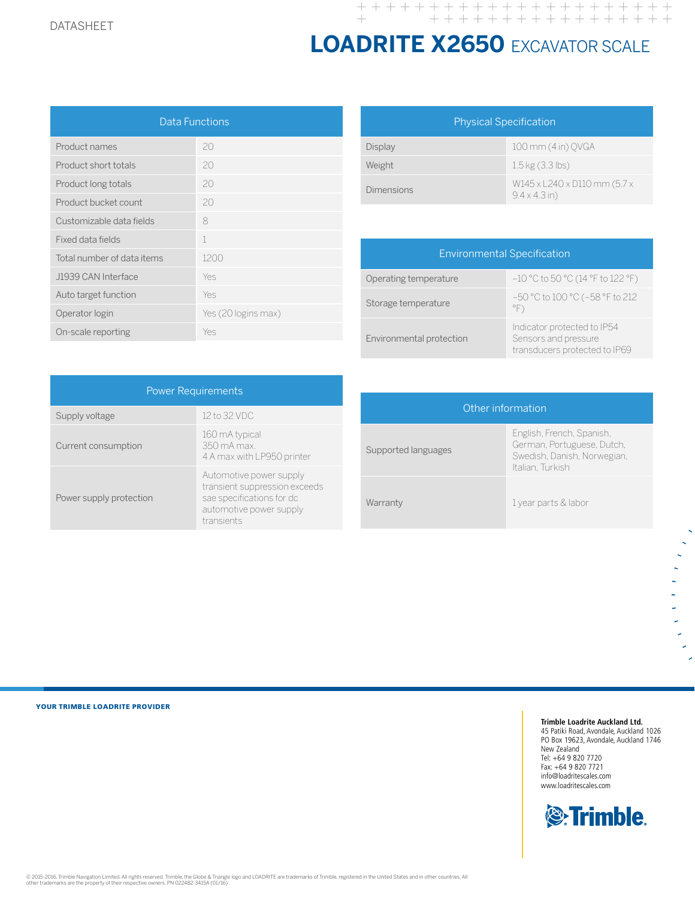DATASHEET

# LOADRITE X2650 EXCAVATOR SCALE

| Data Functions | |
|---|---|
| Product names | 20 |
| Product short totals | 20 |
| Product long totals | 20 |
| Product bucket count | 20 |
| Customizable data fields | 8 |
| Fixed data fields | 1 |
| Total number of data items | 1200 |
| J1939 CAN Interface | Yes |
| Auto target function | Yes |
| Operator login | Yes (20 logins max) |
| On-scale reporting | Yes |

| Physical Specification | |
|---|---|
| Display | 100 mm (4 in) QVGA |
| Weight | 1.5 kg (3.3 lbs) |
| Dimensions | W145 x L240 x D110 mm (5.7 x 9.4 x 4.3 in) |

| Environmental Specification | |
|---|---|
| Operating temperature | –10 °C to 50 °C (14 °F to 122 °F) |
| Storage temperature | –50 °C to 100 °C (–58 °F to 212 °F) |
| Environmental protection | Indicator protected to IP54<br>Sensors and pressure transducers protected to IP69 |

| Power Requirements | |
|---|---|
| Supply voltage | 12 to 32 VDC |
| Current consumption | 160 mA typical<br>350 mA max.<br>4 A max with LP950 printer |
| Power supply protection | Automotive power supply transient suppression exceeds sae specifications for dc automotive power supply transients |

| Other information | |
|---|---|
| Supported languages | English, French, Spanish, German, Portuguese, Dutch, Swedish, Danish, Norwegian, Italian, Turkish |
| Warranty | 1 year parts & labor |

**YOUR TRIMBLE LOADRITE PROVIDER**

**Trimble Loadrite Auckland Ltd.**
45 Patiki Road, Avondale, Auckland 1026
PO Box 19623, Avondale, Auckland 1746
New Zealand
Tel: +64 9 820 7720
Fax: +64 9 820 7721
info@loadritescales.com
www.loadritescales.com

Trimble.

© 2015-2016, Trimble Navigation Limited. All rights reserved. Trimble, the Globe & Triangle logo and LOADRITE are trademarks of Trimble, registered in the United States and in other countries. All other trademarks are the property of their respective owners. PN 022482-3415A (01/16)